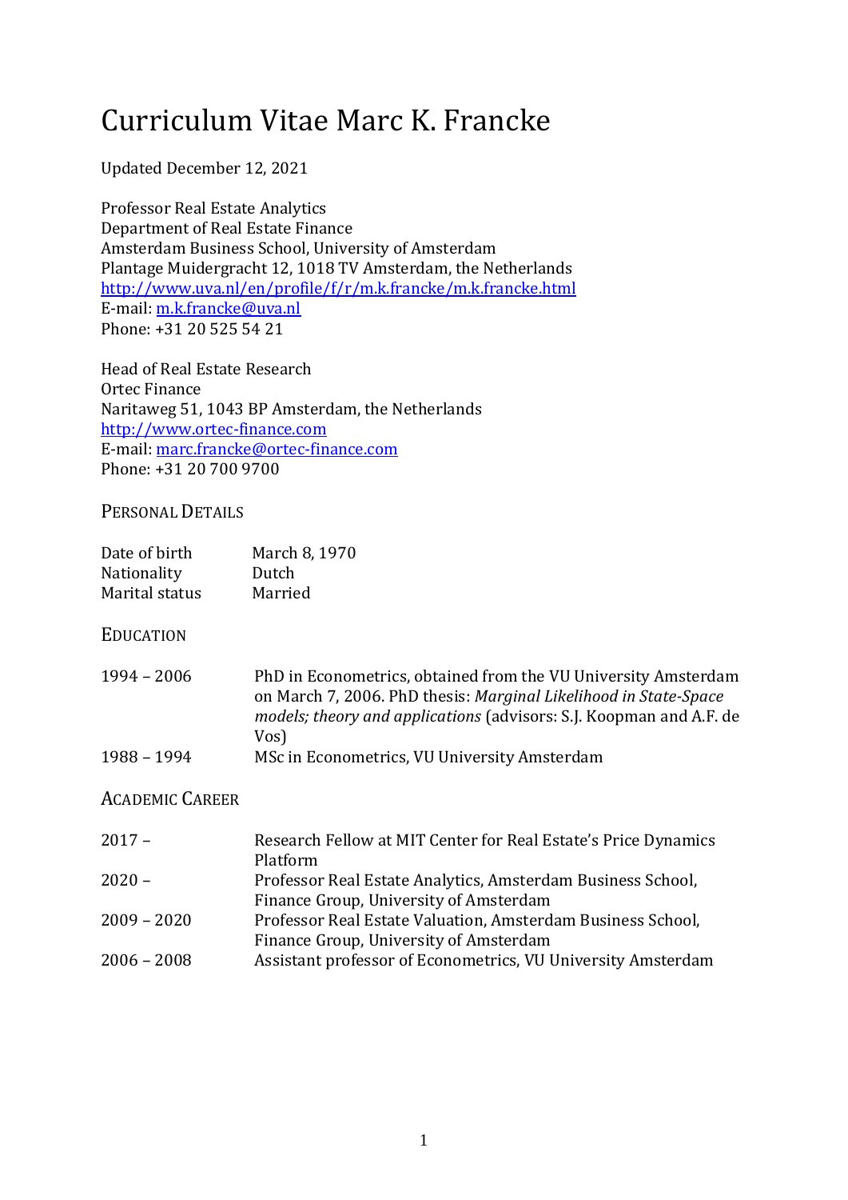# Curriculum Vitae Marc K. Francke

Updated December 12, 2021

Professor Real Estate Analytics  
Department of Real Estate Finance  
Amsterdam Business School, University of Amsterdam  
Plantage Muidergracht 12, 1018 TV Amsterdam, the Netherlands  
[http://www.uva.nl/en/profile/f/r/m.k.francke/m.k.francke.html](http://www.uva.nl/en/profile/f/r/m.k.francke/m.k.francke.html)  
E-mail: [m.k.francke@uva.nl](mailto:m.k.francke@uva.nl)  
Phone: +31 20 525 54 21

Head of Real Estate Research  
Ortec Finance  
Naritaweg 51, 1043 BP Amsterdam, the Netherlands  
[http://www.ortec-finance.com](http://www.ortec-finance.com)  
E-mail: [marc.francke@ortec-finance.com](mailto:marc.francke@ortec-finance.com)  
Phone: +31 20 700 9700

## Personal Details

| | |
|---|---|
| Date of birth | March 8, 1970 |
| Nationality | Dutch |
| Marital status | Married |

## Education

| | |
|---|---|
| 1994 – 2006 | PhD in Econometrics, obtained from the VU University Amsterdam on March 7, 2006. PhD thesis: *Marginal Likelihood in State-Space models; theory and applications* (advisors: S.J. Koopman and A.F. de Vos) |
| 1988 – 1994 | MSc in Econometrics, VU University Amsterdam |

## Academic Career

| | |
|---|---|
| 2017 – | Research Fellow at MIT Center for Real Estate's Price Dynamics Platform |
| 2020 – | Professor Real Estate Analytics, Amsterdam Business School, Finance Group, University of Amsterdam |
| 2009 – 2020 | Professor Real Estate Valuation, Amsterdam Business School, Finance Group, University of Amsterdam |
| 2006 – 2008 | Assistant professor of Econometrics, VU University Amsterdam |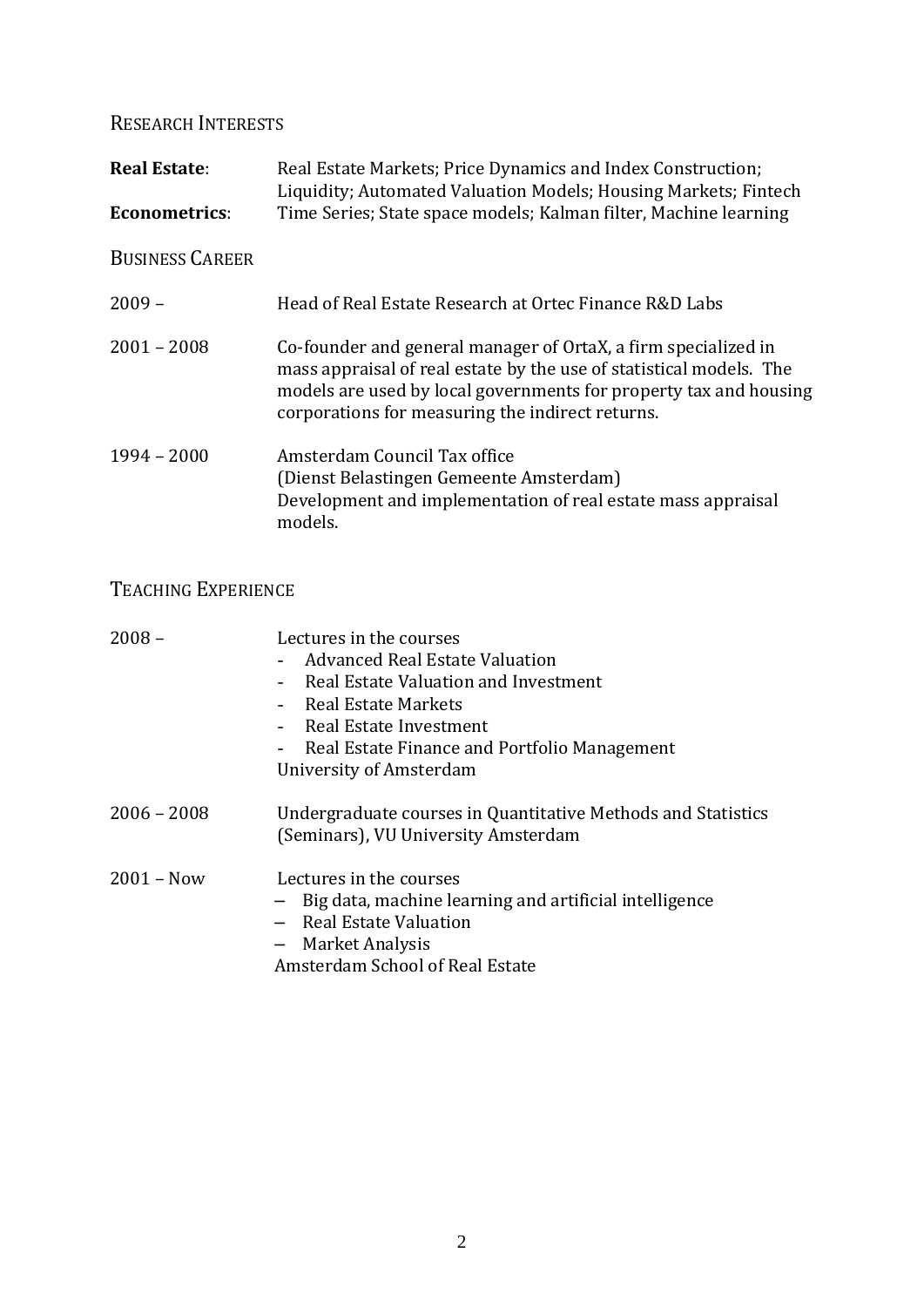## Research Interests

**Real Estate**: Real Estate Markets; Price Dynamics and Index Construction; Liquidity; Automated Valuation Models; Housing Markets; Fintech

**Econometrics**: Time Series; State space models; Kalman filter, Machine learning

## Business Career

2009 – Head of Real Estate Research at Ortec Finance R&D Labs

2001 – 2008 Co-founder and general manager of OrtaX, a firm specialized in mass appraisal of real estate by the use of statistical models. The models are used by local governments for property tax and housing corporations for measuring the indirect returns.

1994 – 2000 Amsterdam Council Tax office
(Dienst Belastingen Gemeente Amsterdam)
Development and implementation of real estate mass appraisal models.

## Teaching Experience

2008 – Lectures in the courses
- Advanced Real Estate Valuation
- Real Estate Valuation and Investment
- Real Estate Markets
- Real Estate Investment
- Real Estate Finance and Portfolio Management

University of Amsterdam

2006 – 2008 Undergraduate courses in Quantitative Methods and Statistics (Seminars), VU University Amsterdam

2001 – Now Lectures in the courses
- Big data, machine learning and artificial intelligence
- Real Estate Valuation
- Market Analysis

Amsterdam School of Real Estate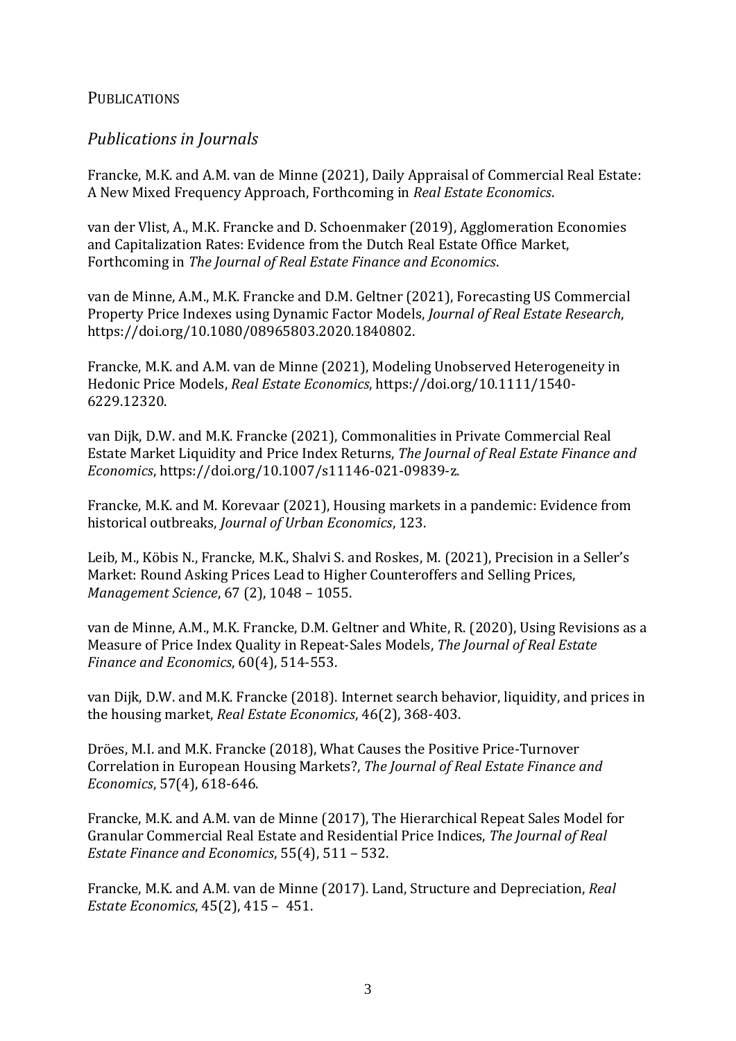## Publications

### *Publications in Journals*

Francke, M.K. and A.M. van de Minne (2021), Daily Appraisal of Commercial Real Estate: A New Mixed Frequency Approach, Forthcoming in *Real Estate Economics*.

van der Vlist, A., M.K. Francke and D. Schoenmaker (2019), Agglomeration Economies and Capitalization Rates: Evidence from the Dutch Real Estate Office Market, Forthcoming in *The Journal of Real Estate Finance and Economics*.

van de Minne, A.M., M.K. Francke and D.M. Geltner (2021), Forecasting US Commercial Property Price Indexes using Dynamic Factor Models, *Journal of Real Estate Research*, https://doi.org/10.1080/08965803.2020.1840802.

Francke, M.K. and A.M. van de Minne (2021), Modeling Unobserved Heterogeneity in Hedonic Price Models, *Real Estate Economics*, https://doi.org/10.1111/1540-6229.12320.

van Dijk, D.W. and M.K. Francke (2021), Commonalities in Private Commercial Real Estate Market Liquidity and Price Index Returns, *The Journal of Real Estate Finance and Economics*, https://doi.org/10.1007/s11146-021-09839-z.

Francke, M.K. and M. Korevaar (2021), Housing markets in a pandemic: Evidence from historical outbreaks, *Journal of Urban Economics*, 123.

Leib, M., Köbis N., Francke, M.K., Shalvi S. and Roskes, M. (2021), Precision in a Seller's Market: Round Asking Prices Lead to Higher Counteroffers and Selling Prices, *Management Science*, 67 (2), 1048 – 1055.

van de Minne, A.M., M.K. Francke, D.M. Geltner and White, R. (2020), Using Revisions as a Measure of Price Index Quality in Repeat-Sales Models, *The Journal of Real Estate Finance and Economics*, 60(4), 514-553.

van Dijk, D.W. and M.K. Francke (2018). Internet search behavior, liquidity, and prices in the housing market, *Real Estate Economics*, 46(2), 368-403.

Dröes, M.I. and M.K. Francke (2018), What Causes the Positive Price-Turnover Correlation in European Housing Markets?, *The Journal of Real Estate Finance and Economics*, 57(4), 618-646.

Francke, M.K. and A.M. van de Minne (2017), The Hierarchical Repeat Sales Model for Granular Commercial Real Estate and Residential Price Indices, *The Journal of Real Estate Finance and Economics*, 55(4), 511 – 532.

Francke, M.K. and A.M. van de Minne (2017). Land, Structure and Depreciation, *Real Estate Economics*, 45(2), 415 – 451.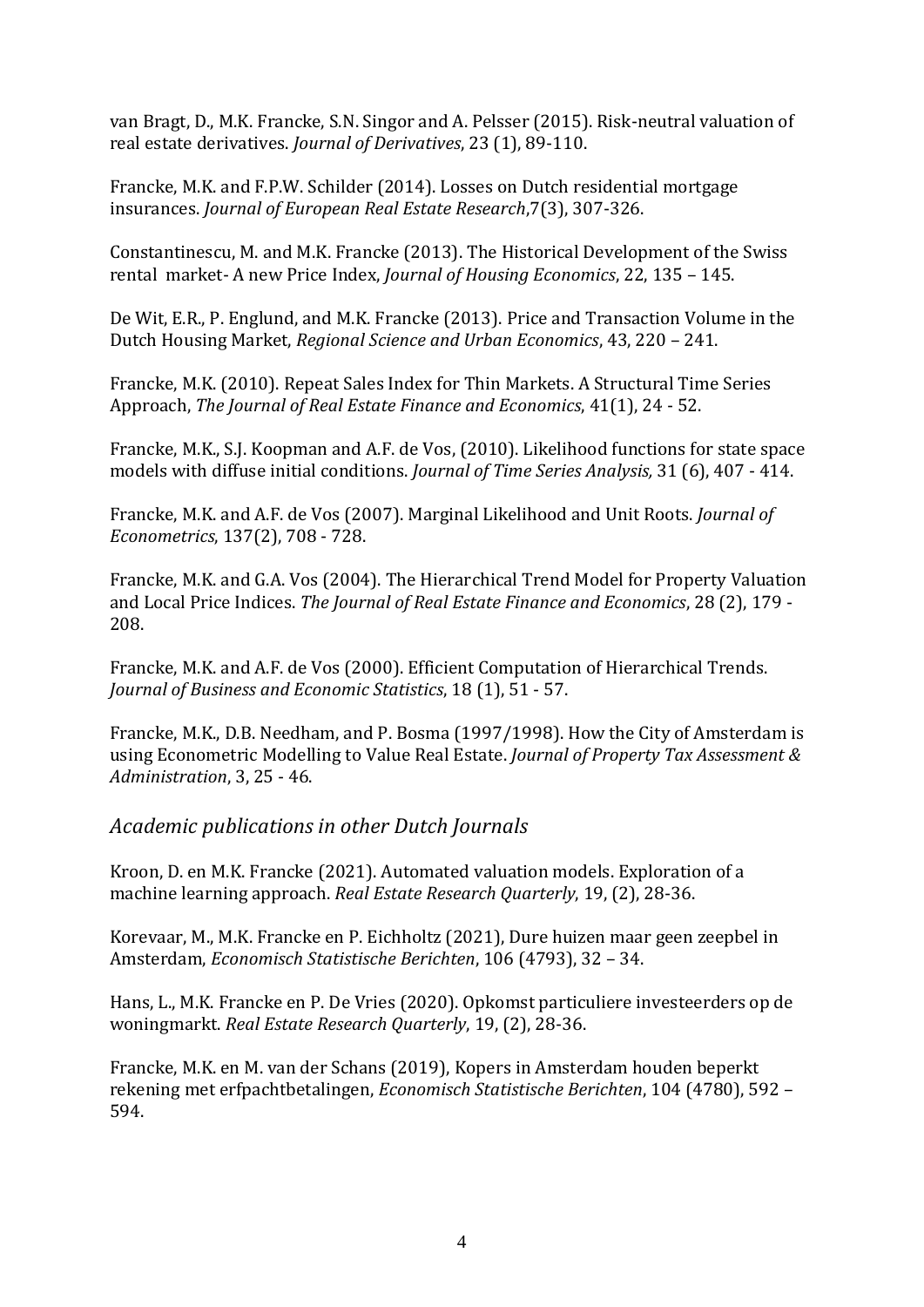van Bragt, D., M.K. Francke, S.N. Singor and A. Pelsser (2015). Risk-neutral valuation of real estate derivatives. *Journal of Derivatives*, 23 (1), 89-110.

Francke, M.K. and F.P.W. Schilder (2014). Losses on Dutch residential mortgage insurances. *Journal of European Real Estate Research*,7(3), 307-326.

Constantinescu, M. and M.K. Francke (2013). The Historical Development of the Swiss rental market- A new Price Index, *Journal of Housing Economics*, 22, 135 – 145.

De Wit, E.R., P. Englund, and M.K. Francke (2013). Price and Transaction Volume in the Dutch Housing Market, *Regional Science and Urban Economics*, 43, 220 – 241.

Francke, M.K. (2010). Repeat Sales Index for Thin Markets. A Structural Time Series Approach, *The Journal of Real Estate Finance and Economics*, 41(1), 24 - 52.

Francke, M.K., S.J. Koopman and A.F. de Vos, (2010). Likelihood functions for state space models with diffuse initial conditions. *Journal of Time Series Analysis,* 31 (6), 407 - 414.

Francke, M.K. and A.F. de Vos (2007). Marginal Likelihood and Unit Roots. *Journal of Econometrics*, 137(2), 708 - 728.

Francke, M.K. and G.A. Vos (2004). The Hierarchical Trend Model for Property Valuation and Local Price Indices. *The Journal of Real Estate Finance and Economics*, 28 (2), 179 - 208.

Francke, M.K. and A.F. de Vos (2000). Efficient Computation of Hierarchical Trends. *Journal of Business and Economic Statistics*, 18 (1), 51 - 57.

Francke, M.K., D.B. Needham, and P. Bosma (1997/1998). How the City of Amsterdam is using Econometric Modelling to Value Real Estate. *Journal of Property Tax Assessment & Administration*, 3, 25 - 46.

## *Academic publications in other Dutch Journals*

Kroon, D. en M.K. Francke (2021). Automated valuation models. Exploration of a machine learning approach. *Real Estate Research Quarterly*, 19, (2), 28-36.

Korevaar, M., M.K. Francke en P. Eichholtz (2021), Dure huizen maar geen zeepbel in Amsterdam, *Economisch Statistische Berichten*, 106 (4793), 32 – 34.

Hans, L., M.K. Francke en P. De Vries (2020). Opkomst particuliere investeerders op de woningmarkt. *Real Estate Research Quarterly*, 19, (2), 28-36.

Francke, M.K. en M. van der Schans (2019), Kopers in Amsterdam houden beperkt rekening met erfpachtbetalingen, *Economisch Statistische Berichten*, 104 (4780), 592 – 594.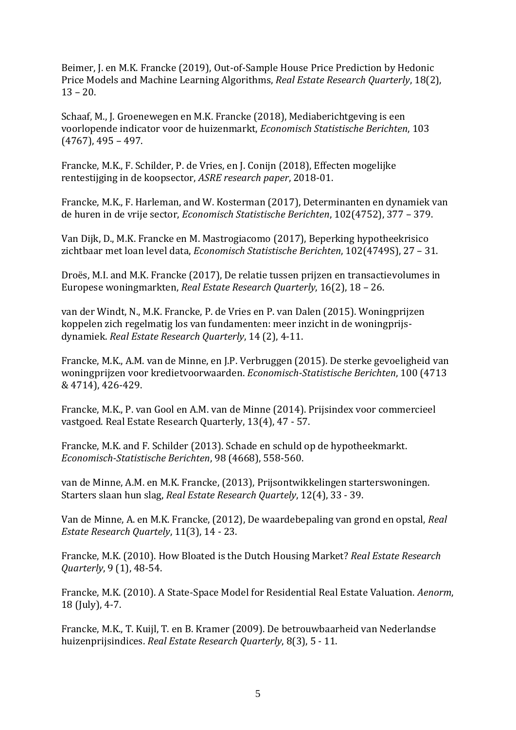Beimer, J. en M.K. Francke (2019), Out-of-Sample House Price Prediction by Hedonic Price Models and Machine Learning Algorithms, *Real Estate Research Quarterly*, 18(2), 13 – 20.

Schaaf, M., J. Groenewegen en M.K. Francke (2018), Mediaberichtgeving is een voorlopende indicator voor de huizenmarkt, *Economisch Statistische Berichten*, 103 (4767), 495 – 497.

Francke, M.K., F. Schilder, P. de Vries, en J. Conijn (2018), Effecten mogelijke rentestijging in de koopsector, *ASRE research paper*, 2018-01.

Francke, M.K., F. Harleman, and W. Kosterman (2017), Determinanten en dynamiek van de huren in de vrije sector, *Economisch Statistische Berichten*, 102(4752), 377 – 379.

Van Dijk, D., M.K. Francke en M. Mastrogiacomo (2017), Beperking hypotheekrisico zichtbaar met loan level data, *Economisch Statistische Berichten*, 102(4749S), 27 – 31.

Droës, M.I. and M.K. Francke (2017), De relatie tussen prijzen en transactievolumes in Europese woningmarkten, *Real Estate Research Quarterly*, 16(2), 18 – 26.

van der Windt, N., M.K. Francke, P. de Vries en P. van Dalen (2015). Woningprijzen koppelen zich regelmatig los van fundamenten: meer inzicht in de woningprijs-dynamiek. *Real Estate Research Quarterly*, 14 (2), 4-11.

Francke, M.K., A.M. van de Minne, en J.P. Verbruggen (2015). De sterke gevoeligheid van woningprijzen voor kredietvoorwaarden. *Economisch-Statistische Berichten*, 100 (4713 & 4714), 426-429.

Francke, M.K., P. van Gool en A.M. van de Minne (2014). Prijsindex voor commercieel vastgoed. Real Estate Research Quarterly, 13(4), 47 - 57.

Francke, M.K. and F. Schilder (2013). Schade en schuld op de hypotheekmarkt. *Economisch-Statistische Berichten*, 98 (4668), 558-560.

van de Minne, A.M. en M.K. Francke, (2013), Prijsontwikkelingen starterswoningen. Starters slaan hun slag, *Real Estate Research Quartely*, 12(4), 33 - 39.

Van de Minne, A. en M.K. Francke, (2012), De waardebepaling van grond en opstal, *Real Estate Research Quartely*, 11(3), 14 - 23.

Francke, M.K. (2010). How Bloated is the Dutch Housing Market? *Real Estate Research Quarterly*, 9 (1), 48-54.

Francke, M.K. (2010). A State-Space Model for Residential Real Estate Valuation. *Aenorm*, 18 (July), 4-7.

Francke, M.K., T. Kuijl, T. en B. Kramer (2009). De betrouwbaarheid van Nederlandse huizenprijsindices. *Real Estate Research Quarterly*, 8(3), 5 - 11.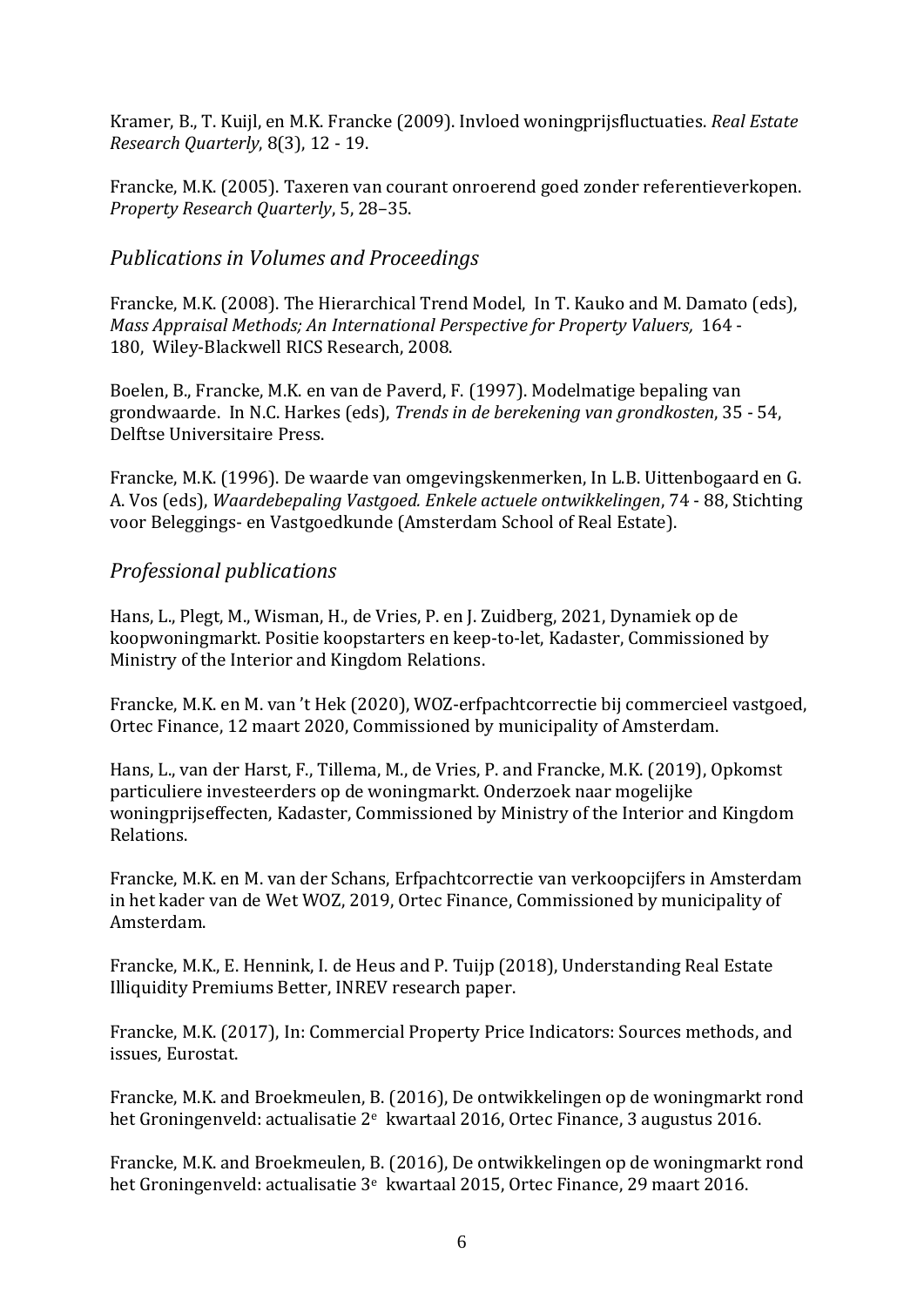Kramer, B., T. Kuijl, en M.K. Francke (2009). Invloed woningprijsfluctuaties. *Real Estate Research Quarterly*, 8(3), 12 - 19.

Francke, M.K. (2005). Taxeren van courant onroerend goed zonder referentieverkopen. *Property Research Quarterly*, 5, 28–35.

## *Publications in Volumes and Proceedings*

Francke, M.K. (2008). The Hierarchical Trend Model, In T. Kauko and M. Damato (eds), *Mass Appraisal Methods; An International Perspective for Property Valuers,* 164 - 180, Wiley-Blackwell RICS Research, 2008.

Boelen, B., Francke, M.K. en van de Paverd, F. (1997). Modelmatige bepaling van grondwaarde. In N.C. Harkes (eds), *Trends in de berekening van grondkosten*, 35 - 54, Delftse Universitaire Press.

Francke, M.K. (1996). De waarde van omgevingskenmerken, In L.B. Uittenbogaard en G. A. Vos (eds), *Waardebepaling Vastgoed. Enkele actuele ontwikkelingen*, 74 - 88, Stichting voor Beleggings- en Vastgoedkunde (Amsterdam School of Real Estate).

## *Professional publications*

Hans, L., Plegt, M., Wisman, H., de Vries, P. en J. Zuidberg, 2021, Dynamiek op de koopwoningmarkt. Positie koopstarters en keep-to-let, Kadaster, Commissioned by Ministry of the Interior and Kingdom Relations.

Francke, M.K. en M. van 't Hek (2020), WOZ-erfpachtcorrectie bij commercieel vastgoed, Ortec Finance, 12 maart 2020, Commissioned by municipality of Amsterdam.

Hans, L., van der Harst, F., Tillema, M., de Vries, P. and Francke, M.K. (2019), Opkomst particuliere investeerders op de woningmarkt. Onderzoek naar mogelijke woningprijseffecten, Kadaster, Commissioned by Ministry of the Interior and Kingdom Relations.

Francke, M.K. en M. van der Schans, Erfpachtcorrectie van verkoopcijfers in Amsterdam in het kader van de Wet WOZ, 2019, Ortec Finance, Commissioned by municipality of Amsterdam.

Francke, M.K., E. Hennink, I. de Heus and P. Tuijp (2018), Understanding Real Estate Illiquidity Premiums Better, INREV research paper.

Francke, M.K. (2017), In: Commercial Property Price Indicators: Sources methods, and issues, Eurostat.

Francke, M.K. and Broekmeulen, B. (2016), De ontwikkelingen op de woningmarkt rond het Groningenveld: actualisatie 2e kwartaal 2016, Ortec Finance, 3 augustus 2016.

Francke, M.K. and Broekmeulen, B. (2016), De ontwikkelingen op de woningmarkt rond het Groningenveld: actualisatie 3e kwartaal 2015, Ortec Finance, 29 maart 2016.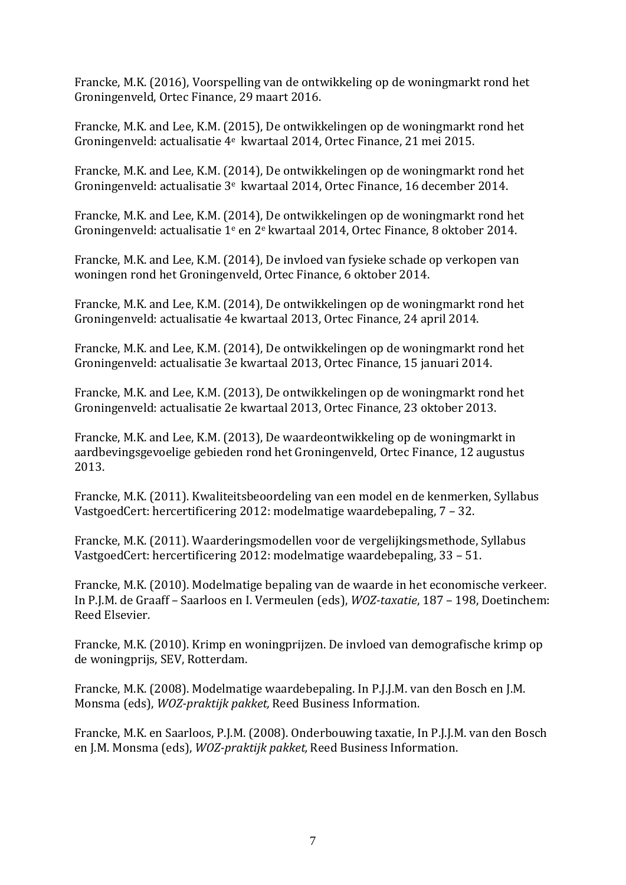Francke, M.K. (2016), Voorspelling van de ontwikkeling op de woningmarkt rond het Groningenveld, Ortec Finance, 29 maart 2016.

Francke, M.K. and Lee, K.M. (2015), De ontwikkelingen op de woningmarkt rond het Groningenveld: actualisatie 4e kwartaal 2014, Ortec Finance, 21 mei 2015.

Francke, M.K. and Lee, K.M. (2014), De ontwikkelingen op de woningmarkt rond het Groningenveld: actualisatie 3e kwartaal 2014, Ortec Finance, 16 december 2014.

Francke, M.K. and Lee, K.M. (2014), De ontwikkelingen op de woningmarkt rond het Groningenveld: actualisatie 1e en 2e kwartaal 2014, Ortec Finance, 8 oktober 2014.

Francke, M.K. and Lee, K.M. (2014), De invloed van fysieke schade op verkopen van woningen rond het Groningenveld, Ortec Finance, 6 oktober 2014.

Francke, M.K. and Lee, K.M. (2014), De ontwikkelingen op de woningmarkt rond het Groningenveld: actualisatie 4e kwartaal 2013, Ortec Finance, 24 april 2014.

Francke, M.K. and Lee, K.M. (2014), De ontwikkelingen op de woningmarkt rond het Groningenveld: actualisatie 3e kwartaal 2013, Ortec Finance, 15 januari 2014.

Francke, M.K. and Lee, K.M. (2013), De ontwikkelingen op de woningmarkt rond het Groningenveld: actualisatie 2e kwartaal 2013, Ortec Finance, 23 oktober 2013.

Francke, M.K. and Lee, K.M. (2013), De waardeontwikkeling op de woningmarkt in aardbevingsgevoelige gebieden rond het Groningenveld, Ortec Finance, 12 augustus 2013.

Francke, M.K. (2011). Kwaliteitsbeoordeling van een model en de kenmerken, Syllabus VastgoedCert: hercertificering 2012: modelmatige waardebepaling, 7 – 32.

Francke, M.K. (2011). Waarderingsmodellen voor de vergelijkingsmethode, Syllabus VastgoedCert: hercertificering 2012: modelmatige waardebepaling, 33 – 51.

Francke, M.K. (2010). Modelmatige bepaling van de waarde in het economische verkeer. In P.J.M. de Graaff – Saarloos en I. Vermeulen (eds), *WOZ-taxatie*, 187 – 198, Doetinchem: Reed Elsevier.

Francke, M.K. (2010). Krimp en woningprijzen. De invloed van demografische krimp op de woningprijs, SEV, Rotterdam.

Francke, M.K. (2008). Modelmatige waardebepaling. In P.J.J.M. van den Bosch en J.M. Monsma (eds), *WOZ-praktijk pakket,* Reed Business Information.

Francke, M.K. en Saarloos, P.J.M. (2008). Onderbouwing taxatie, In P.J.J.M. van den Bosch en J.M. Monsma (eds), *WOZ-praktijk pakket,* Reed Business Information.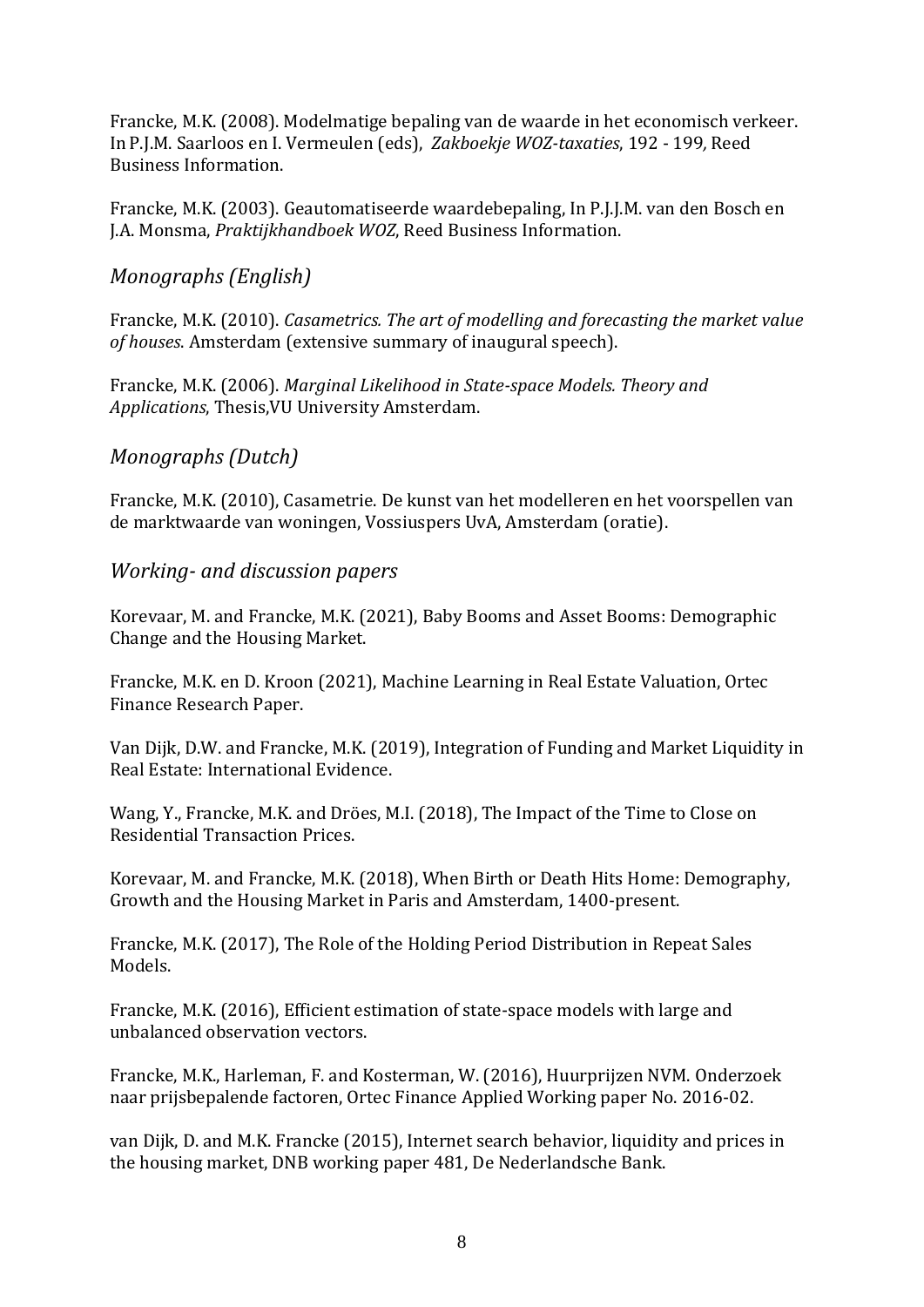Francke, M.K. (2008). Modelmatige bepaling van de waarde in het economisch verkeer. In P.J.M. Saarloos en I. Vermeulen (eds), *Zakboekje WOZ-taxaties*, 192 - 199, Reed Business Information.

Francke, M.K. (2003). Geautomatiseerde waardebepaling, In P.J.J.M. van den Bosch en J.A. Monsma, *Praktijkhandboek WOZ*, Reed Business Information.

## *Monographs (English)*

Francke, M.K. (2010). *Casametrics. The art of modelling and forecasting the market value of houses*. Amsterdam (extensive summary of inaugural speech).

Francke, M.K. (2006). *Marginal Likelihood in State-space Models. Theory and Applications*, Thesis,VU University Amsterdam.

## *Monographs (Dutch)*

Francke, M.K. (2010), Casametrie. De kunst van het modelleren en het voorspellen van de marktwaarde van woningen, Vossiuspers UvA, Amsterdam (oratie).

## *Working- and discussion papers*

Korevaar, M. and Francke, M.K. (2021), Baby Booms and Asset Booms: Demographic Change and the Housing Market.

Francke, M.K. en D. Kroon (2021), Machine Learning in Real Estate Valuation, Ortec Finance Research Paper.

Van Dijk, D.W. and Francke, M.K. (2019), Integration of Funding and Market Liquidity in Real Estate: International Evidence.

Wang, Y., Francke, M.K. and Dröes, M.I. (2018), The Impact of the Time to Close on Residential Transaction Prices.

Korevaar, M. and Francke, M.K. (2018), When Birth or Death Hits Home: Demography, Growth and the Housing Market in Paris and Amsterdam, 1400-present.

Francke, M.K. (2017), The Role of the Holding Period Distribution in Repeat Sales Models.

Francke, M.K. (2016), Efficient estimation of state-space models with large and unbalanced observation vectors.

Francke, M.K., Harleman, F. and Kosterman, W. (2016), Huurprijzen NVM. Onderzoek naar prijsbepalende factoren, Ortec Finance Applied Working paper No. 2016-02.

van Dijk, D. and M.K. Francke (2015), Internet search behavior, liquidity and prices in the housing market, DNB working paper 481, De Nederlandsche Bank.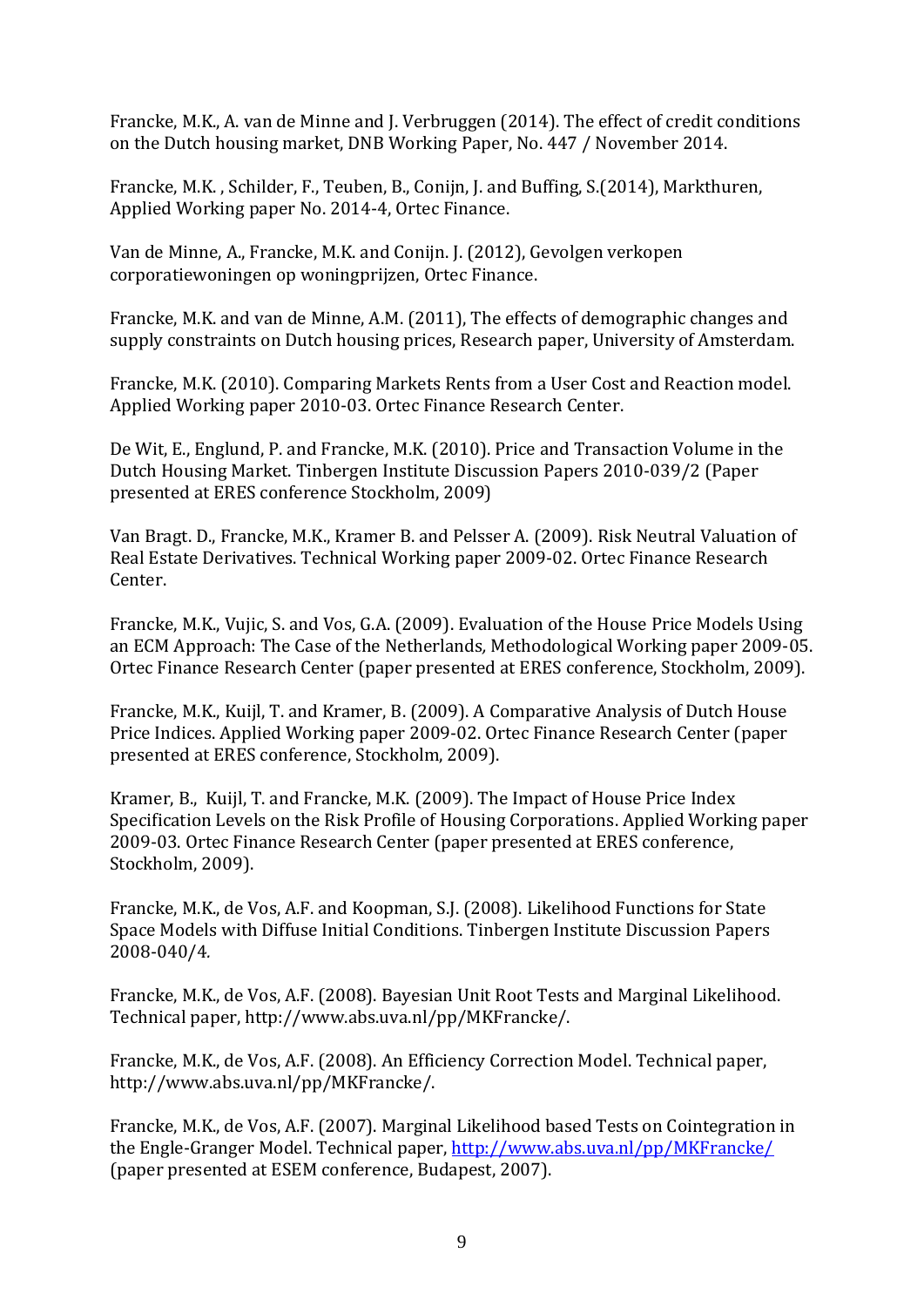Francke, M.K., A. van de Minne and J. Verbruggen (2014). The effect of credit conditions on the Dutch housing market, DNB Working Paper, No. 447 / November 2014.

Francke, M.K. , Schilder, F., Teuben, B., Conijn, J. and Buffing, S.(2014), Markthuren, Applied Working paper No. 2014-4, Ortec Finance.

Van de Minne, A., Francke, M.K. and Conijn. J. (2012), Gevolgen verkopen corporatiewoningen op woningprijzen, Ortec Finance.

Francke, M.K. and van de Minne, A.M. (2011), The effects of demographic changes and supply constraints on Dutch housing prices, Research paper, University of Amsterdam.

Francke, M.K. (2010). Comparing Markets Rents from a User Cost and Reaction model. Applied Working paper 2010-03. Ortec Finance Research Center.

De Wit, E., Englund, P. and Francke, M.K. (2010). Price and Transaction Volume in the Dutch Housing Market. Tinbergen Institute Discussion Papers 2010-039/2 (Paper presented at ERES conference Stockholm, 2009)

Van Bragt. D., Francke, M.K., Kramer B. and Pelsser A. (2009). Risk Neutral Valuation of Real Estate Derivatives. Technical Working paper 2009-02. Ortec Finance Research Center.

Francke, M.K., Vujic, S. and Vos, G.A. (2009). Evaluation of the House Price Models Using an ECM Approach: The Case of the Netherlands*,* Methodological Working paper 2009-05. Ortec Finance Research Center (paper presented at ERES conference, Stockholm, 2009).

Francke, M.K., Kuijl, T. and Kramer, B. (2009). A Comparative Analysis of Dutch House Price Indices. Applied Working paper 2009-02. Ortec Finance Research Center (paper presented at ERES conference, Stockholm, 2009).

Kramer, B., Kuijl, T. and Francke, M.K. (2009). The Impact of House Price Index Specification Levels on the Risk Profile of Housing Corporations. Applied Working paper 2009-03. Ortec Finance Research Center (paper presented at ERES conference, Stockholm, 2009).

Francke, M.K., de Vos, A.F. and Koopman, S.J. (2008). Likelihood Functions for State Space Models with Diffuse Initial Conditions. Tinbergen Institute Discussion Papers 2008-040/4*.*

Francke, M.K., de Vos, A.F. (2008). Bayesian Unit Root Tests and Marginal Likelihood. Technical paper, http://www.abs.uva.nl/pp/MKFrancke/.

Francke, M.K., de Vos, A.F. (2008). An Efficiency Correction Model. Technical paper, http://www.abs.uva.nl/pp/MKFrancke/.

Francke, M.K., de Vos, A.F. (2007). Marginal Likelihood based Tests on Cointegration in the Engle-Granger Model. Technical paper, http://www.abs.uva.nl/pp/MKFrancke/ (paper presented at ESEM conference, Budapest, 2007).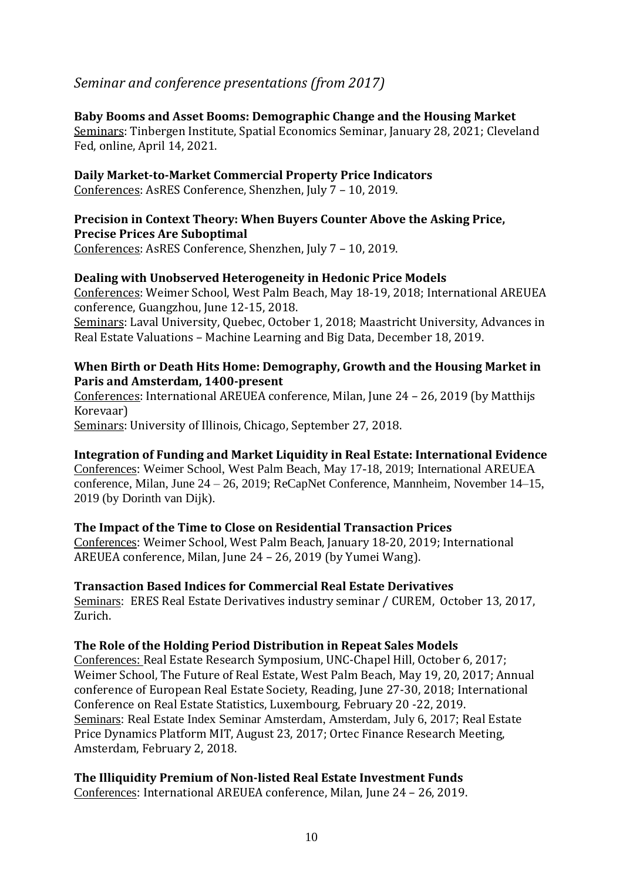## *Seminar and conference presentations (from 2017)*

**Baby Booms and Asset Booms: Demographic Change and the Housing Market**
Seminars: Tinbergen Institute, Spatial Economics Seminar, January 28, 2021; Cleveland Fed, online, April 14, 2021.

**Daily Market-to-Market Commercial Property Price Indicators**
Conferences: AsRES Conference, Shenzhen, July 7 – 10, 2019.

**Precision in Context Theory: When Buyers Counter Above the Asking Price, Precise Prices Are Suboptimal**
Conferences: AsRES Conference, Shenzhen, July 7 – 10, 2019.

**Dealing with Unobserved Heterogeneity in Hedonic Price Models**
Conferences: Weimer School, West Palm Beach, May 18-19, 2018; International AREUEA conference, Guangzhou, June 12-15, 2018.
Seminars: Laval University, Quebec, October 1, 2018; Maastricht University, Advances in Real Estate Valuations – Machine Learning and Big Data, December 18, 2019.

**When Birth or Death Hits Home: Demography, Growth and the Housing Market in Paris and Amsterdam, 1400-present**
Conferences: International AREUEA conference, Milan, June 24 – 26, 2019 (by Matthijs Korevaar)
Seminars: University of Illinois, Chicago, September 27, 2018.

**Integration of Funding and Market Liquidity in Real Estate: International Evidence**
Conferences: Weimer School, West Palm Beach, May 17-18, 2019; International AREUEA conference, Milan, June 24 – 26, 2019; ReCapNet Conference, Mannheim, November 14–15, 2019 (by Dorinth van Dijk).

**The Impact of the Time to Close on Residential Transaction Prices**
Conferences: Weimer School, West Palm Beach, January 18-20, 2019; International AREUEA conference, Milan, June 24 – 26, 2019 (by Yumei Wang).

**Transaction Based Indices for Commercial Real Estate Derivatives**
Seminars: ERES Real Estate Derivatives industry seminar / CUREM, October 13, 2017, Zurich.

**The Role of the Holding Period Distribution in Repeat Sales Models**
Conferences: Real Estate Research Symposium, UNC-Chapel Hill, October 6, 2017; Weimer School, The Future of Real Estate, West Palm Beach, May 19, 20, 2017; Annual conference of European Real Estate Society, Reading, June 27-30, 2018; International Conference on Real Estate Statistics, Luxembourg, February 20 -22, 2019.
Seminars: Real Estate Index Seminar Amsterdam, Amsterdam, July 6, 2017; Real Estate Price Dynamics Platform MIT, August 23, 2017; Ortec Finance Research Meeting, Amsterdam, February 2, 2018.

**The Illiquidity Premium of Non-listed Real Estate Investment Funds**
Conferences: International AREUEA conference, Milan, June 24 – 26, 2019.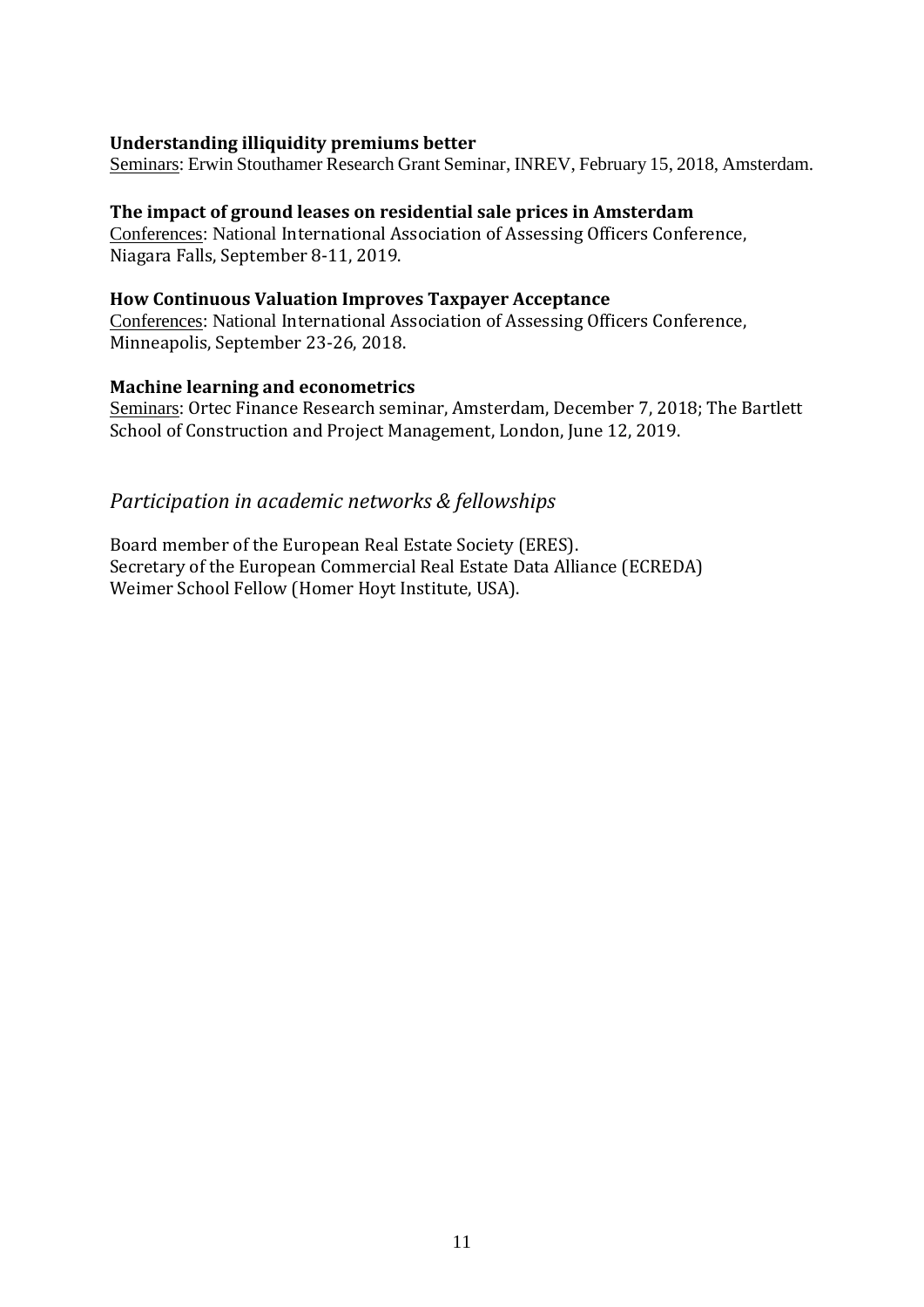**Understanding illiquidity premiums better**

Seminars: Erwin Stouthamer Research Grant Seminar, INREV, February 15, 2018, Amsterdam.

**The impact of ground leases on residential sale prices in Amsterdam**

Conferences: National International Association of Assessing Officers Conference, Niagara Falls, September 8-11, 2019.

**How Continuous Valuation Improves Taxpayer Acceptance**

Conferences: National International Association of Assessing Officers Conference, Minneapolis, September 23-26, 2018.

**Machine learning and econometrics**

Seminars: Ortec Finance Research seminar, Amsterdam, December 7, 2018; The Bartlett School of Construction and Project Management, London, June 12, 2019.

## *Participation in academic networks & fellowships*

Board member of the European Real Estate Society (ERES).
Secretary of the European Commercial Real Estate Data Alliance (ECREDA)
Weimer School Fellow (Homer Hoyt Institute, USA).